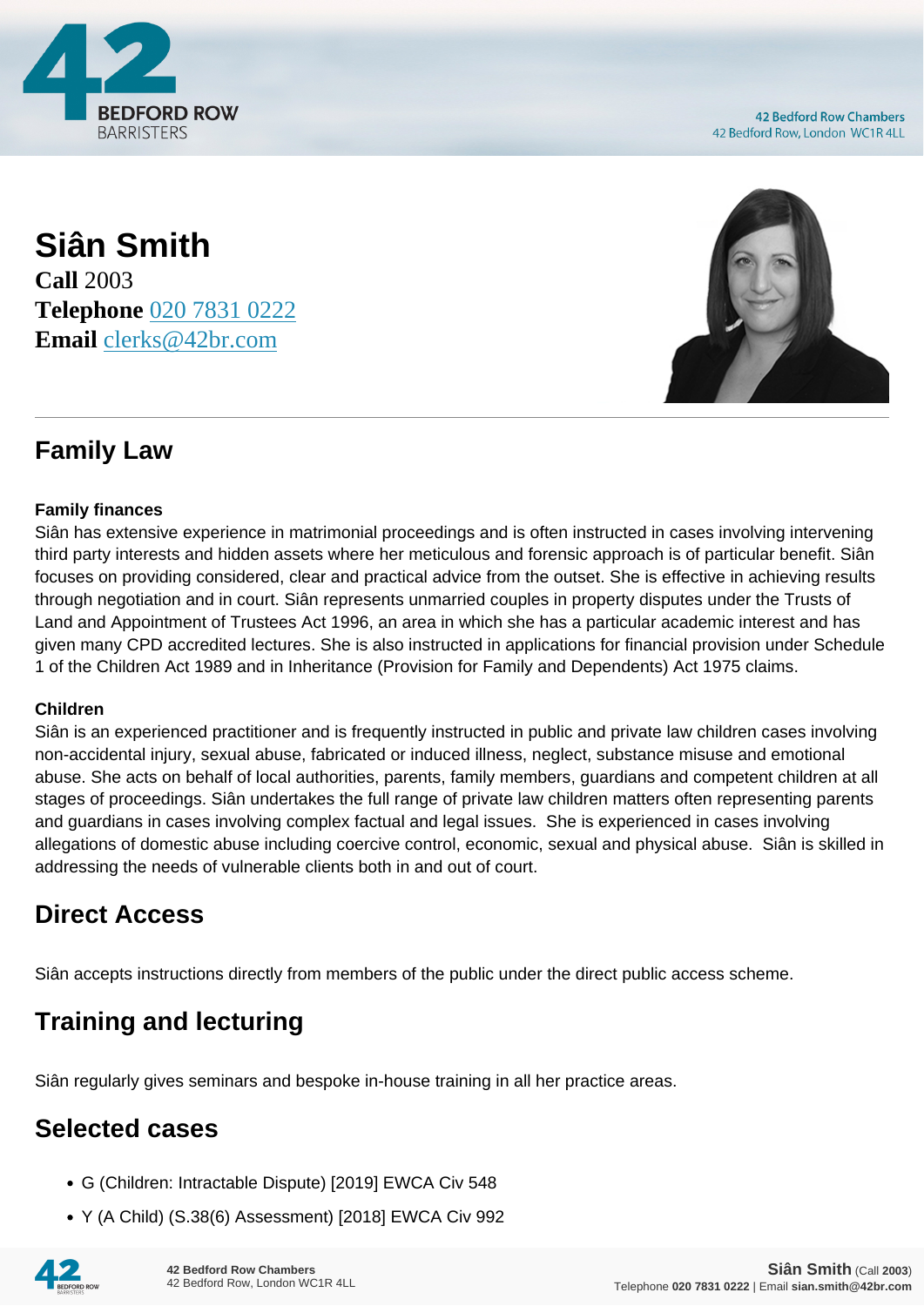# Siân Smith

**Call** 2003
**Telephone** 020 7831 0222
**Email** clerks@42br.com

## Family Law

### Family finances

Siân has extensive experience in matrimonial proceedings and is often instructed in cases involving intervening third party interests and hidden assets where her meticulous and forensic approach is of particular benefit. Siân focuses on providing considered, clear and practical advice from the outset. She is effective in achieving results through negotiation and in court. Siân represents unmarried couples in property disputes under the Trusts of Land and Appointment of Trustees Act 1996, an area in which she has a particular academic interest and has given many CPD accredited lectures. She is also instructed in applications for financial provision under Schedule 1 of the Children Act 1989 and in Inheritance (Provision for Family and Dependents) Act 1975 claims.

### Children

Siân is an experienced practitioner and is frequently instructed in public and private law children cases involving non-accidental injury, sexual abuse, fabricated or induced illness, neglect, substance misuse and emotional abuse. She acts on behalf of local authorities, parents, family members, guardians and competent children at all stages of proceedings. Siân undertakes the full range of private law children matters often representing parents and guardians in cases involving complex factual and legal issues. She is experienced in cases involving allegations of domestic abuse including coercive control, economic, sexual and physical abuse. Siân is skilled in addressing the needs of vulnerable clients both in and out of court.

## Direct Access

Siân accepts instructions directly from members of the public under the direct public access scheme.

## Training and lecturing

Siân regularly gives seminars and bespoke in-house training in all her practice areas.

## Selected cases

- G (Children: Intractable Dispute) [2019] EWCA Civ 548
- Y (A Child) (S.38(6) Assessment) [2018] EWCA Civ 992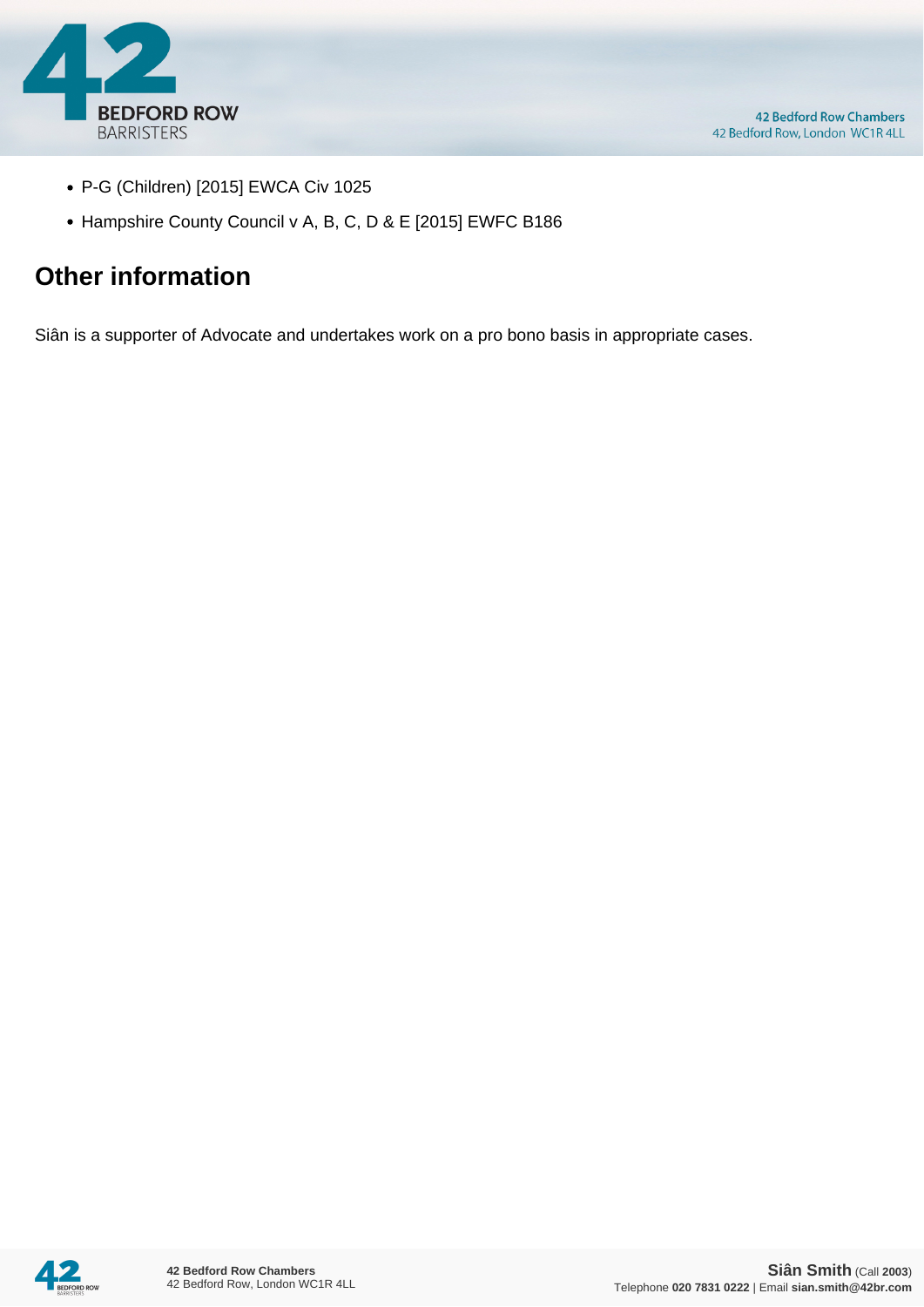- P-G (Children) [2015] EWCA Civ 1025
- Hampshire County Council v A, B, C, D & E [2015] EWFC B186

## Other information

Siân is a supporter of Advocate and undertakes work on a pro bono basis in appropriate cases.